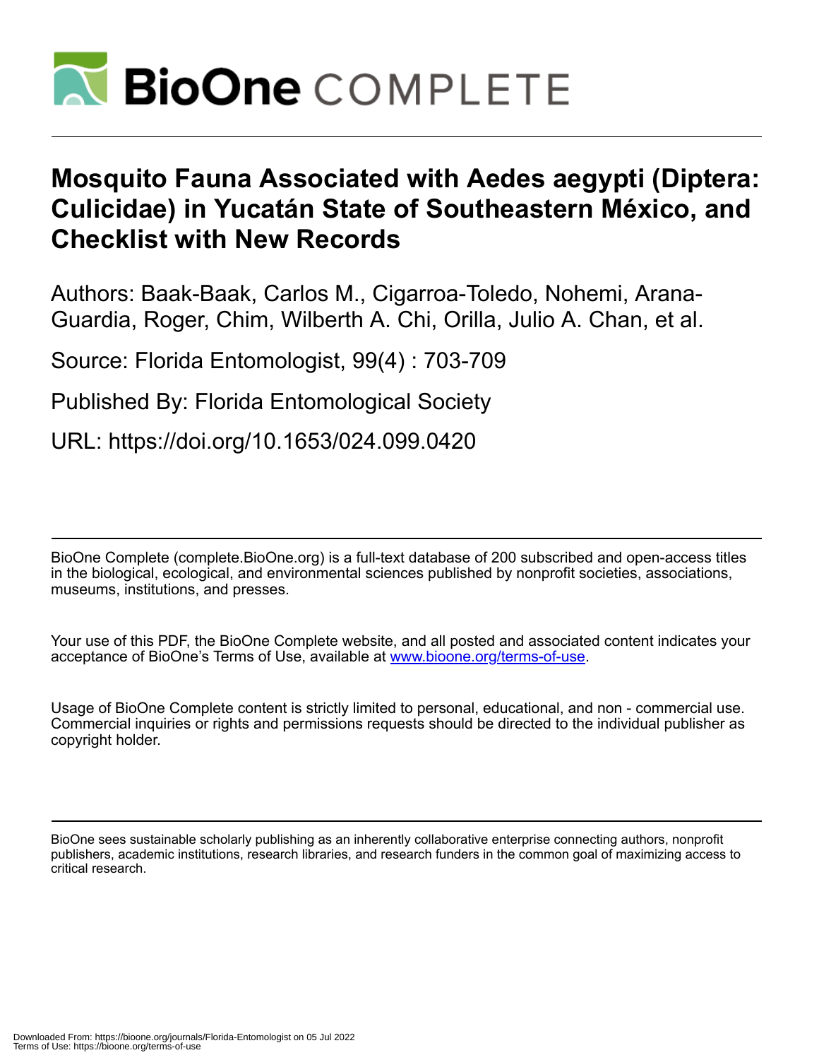# Mosquito Fauna Associated with Aedes aegypti (Diptera: Culicidae) in Yucatán State of Southeastern México, and Checklist with New Records

Authors: Baak-Baak, Carlos M., Cigarroa-Toledo, Nohemi, Arana-Guardia, Roger, Chim, Wilberth A. Chi, Orilla, Julio A. Chan, et al.

Source: Florida Entomologist, 99(4) : 703-709

Published By: Florida Entomological Society

URL: https://doi.org/10.1653/024.099.0420

BioOne Complete (complete.BioOne.org) is a full-text database of 200 subscribed and open-access titles in the biological, ecological, and environmental sciences published by nonprofit societies, associations, museums, institutions, and presses.

Your use of this PDF, the BioOne Complete website, and all posted and associated content indicates your acceptance of BioOne's Terms of Use, available at www.bioone.org/terms-of-use.

Usage of BioOne Complete content is strictly limited to personal, educational, and non - commercial use. Commercial inquiries or rights and permissions requests should be directed to the individual publisher as copyright holder.

BioOne sees sustainable scholarly publishing as an inherently collaborative enterprise connecting authors, nonprofit publishers, academic institutions, research libraries, and research funders in the common goal of maximizing access to critical research.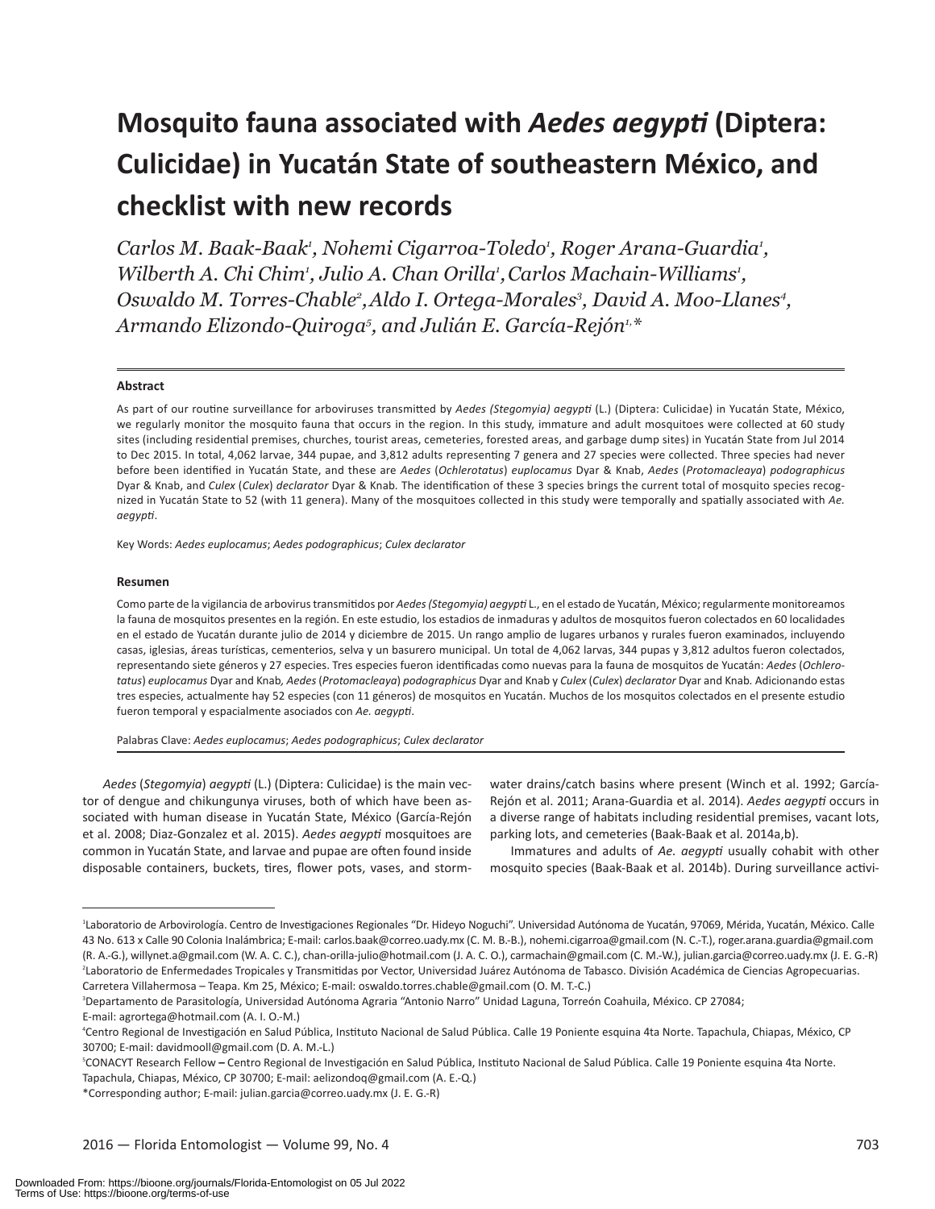# Mosquito fauna associated with *Aedes aegypti* (Diptera: Culicidae) in Yucatán State of southeastern México, and checklist with new records

*Carlos M. Baak-Baak[1], Nohemi Cigarroa-Toledo[1], Roger Arana-Guardia[1], Wilberth A. Chi Chim[1], Julio A. Chan Orilla[1], Carlos Machain-Williams[1], Oswaldo M. Torres-Chable[2], Aldo I. Ortega-Morales[3], David A. Moo-Llanes[4], Armando Elizondo-Quiroga[5], and Julián E. García-Rejón[1,*]*

### Abstract

As part of our routine surveillance for arboviruses transmitted by *Aedes (Stegomyia) aegypti* (L.) (Diptera: Culicidae) in Yucatán State, México, we regularly monitor the mosquito fauna that occurs in the region. In this study, immature and adult mosquitoes were collected at 60 study sites (including residential premises, churches, tourist areas, cemeteries, forested areas, and garbage dump sites) in Yucatán State from Jul 2014 to Dec 2015. In total, 4,062 larvae, 344 pupae, and 3,812 adults representing 7 genera and 27 species were collected. Three species had never before been identified in Yucatán State, and these are *Aedes* (*Ochlerotatus*) *euplocamus* Dyar & Knab, *Aedes* (*Protomacleaya*) *podographicus* Dyar & Knab, and *Culex* (*Culex*) *declarator* Dyar & Knab. The identification of these 3 species brings the current total of mosquito species recognized in Yucatán State to 52 (with 11 genera). Many of the mosquitoes collected in this study were temporally and spatially associated with *Ae. aegypti*.

Key Words: *Aedes euplocamus*; *Aedes podographicus*; *Culex declarator*

### Resumen

Como parte de la vigilancia de arbovirus transmitidos por *Aedes (Stegomyia) aegypti* L., en el estado de Yucatán, México; regularmente monitoreamos la fauna de mosquitos presentes en la región. En este estudio, los estadios de inmaduras y adultos de mosquitos fueron colectados en 60 localidades en el estado de Yucatán durante julio de 2014 y diciembre de 2015. Un rango amplio de lugares urbanos y rurales fueron examinados, incluyendo casas, iglesias, áreas turísticas, cementerios, selva y un basurero municipal. Un total de 4,062 larvas, 344 pupas y 3,812 adultos fueron colectados, representando siete géneros y 27 especies. Tres especies fueron identificadas como nuevas para la fauna de mosquitos de Yucatán: *Aedes* (*Ochlerotatus*) *euplocamus* Dyar and Knab, *Aedes* (*Protomacleaya*) *podographicus* Dyar and Knab y *Culex* (*Culex*) *declarator* Dyar and Knab. Adicionando estas tres especies, actualmente hay 52 especies (con 11 géneros) de mosquitos en Yucatán. Muchos de los mosquitos colectados en el presente estudio fueron temporal y espacialmente asociados con *Ae. aegypti*.

Palabras Clave: *Aedes euplocamus*; *Aedes podographicus*; *Culex declarator*

*Aedes* (*Stegomyia*) *aegypti* (L.) (Diptera: Culicidae) is the main vector of dengue and chikungunya viruses, both of which have been associated with human disease in Yucatán State, México (García-Rejón et al. 2008; Diaz-Gonzalez et al. 2015). *Aedes aegypti* mosquitoes are common in Yucatán State, and larvae and pupae are often found inside disposable containers, buckets, tires, flower pots, vases, and stormwater drains/catch basins where present (Winch et al. 1992; García-Rejón et al. 2011; Arana-Guardia et al. 2014). *Aedes aegypti* occurs in a diverse range of habitats including residential premises, vacant lots, parking lots, and cemeteries (Baak-Baak et al. 2014a,b).

Immatures and adults of *Ae. aegypti* usually cohabit with other mosquito species (Baak-Baak et al. 2014b). During surveillance activi-

---

[1]Laboratorio de Arbovirología. Centro de Investigaciones Regionales "Dr. Hideyo Noguchi". Universidad Autónoma de Yucatán, 97069, Mérida, Yucatán, México. Calle 43 No. 613 x Calle 90 Colonia Inalámbrica; E-mail: carlos.baak@correo.uady.mx (C. M. B.-B.), nohemi.cigarroa@gmail.com (N. C.-T.), roger.arana.guardia@gmail.com (R. A.-G.), willynet.a@gmail.com (W. A. C. C.), chan-orilla-julio@hotmail.com (J. A. C. O.), carmachain@gmail.com (C. M.-W.), julian.garcia@correo.uady.mx (J. E. G.-R)

[2]Laboratorio de Enfermedades Tropicales y Transmitidas por Vector, Universidad Juárez Autónoma de Tabasco. División Académica de Ciencias Agropecuarias. Carretera Villahermosa – Teapa. Km 25, México; E-mail: oswaldo.torres.chable@gmail.com (O. M. T.-C.)

[3]Departamento de Parasitología, Universidad Autónoma Agraria "Antonio Narro" Unidad Laguna, Torreón Coahuila, México. CP 27084; E-mail: agrortega@hotmail.com (A. I. O.-M.)

[4]Centro Regional de Investigación en Salud Pública, Instituto Nacional de Salud Pública. Calle 19 Poniente esquina 4ta Norte. Tapachula, Chiapas, México, CP 30700; E-mail: davidmooll@gmail.com (D. A. M.-L.)

[5]CONACYT Research Fellow – Centro Regional de Investigación en Salud Pública, Instituto Nacional de Salud Pública. Calle 19 Poniente esquina 4ta Norte. Tapachula, Chiapas, México, CP 30700; E-mail: aelizondoq@gmail.com (A. E.-Q.)

*Corresponding author; E-mail: julian.garcia@correo.uady.mx (J. E. G.-R)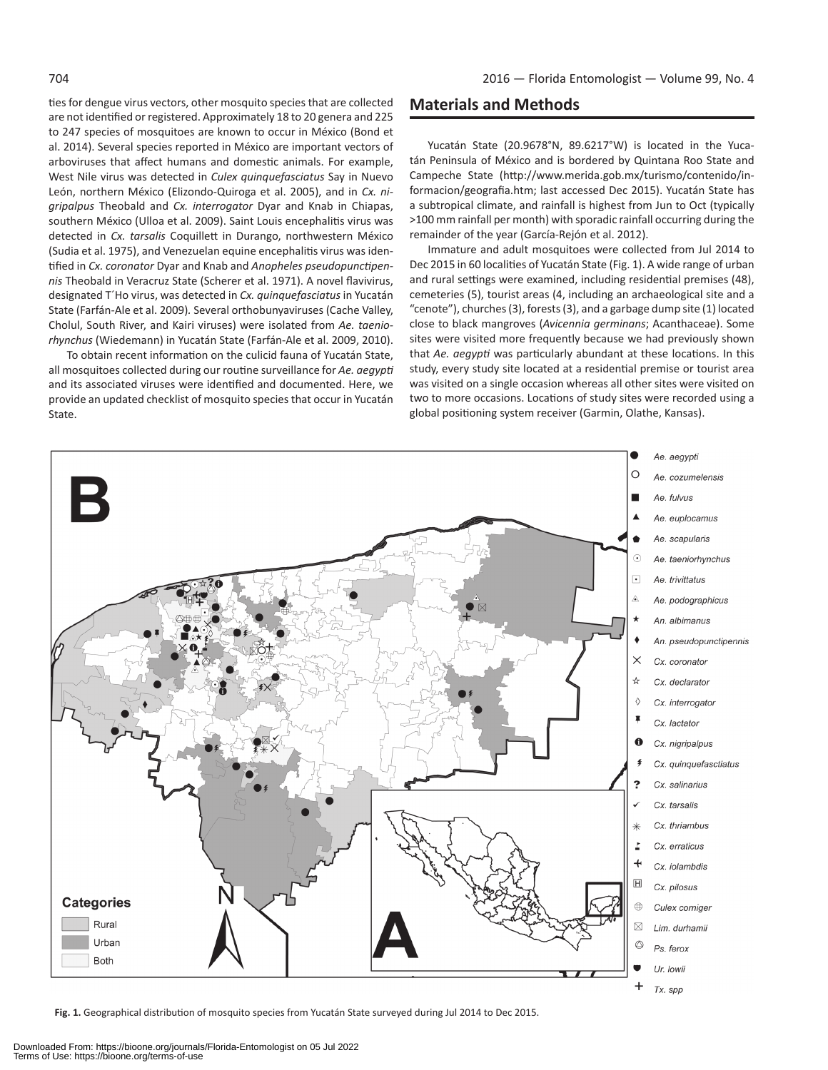ties for dengue virus vectors, other mosquito species that are collected are not identified or registered. Approximately 18 to 20 genera and 225 to 247 species of mosquitoes are known to occur in México (Bond et al. 2014). Several species reported in México are important vectors of arboviruses that affect humans and domestic animals. For example, West Nile virus was detected in *Culex quinquefasciatus* Say in Nuevo León, northern México (Elizondo-Quiroga et al. 2005), and in *Cx. nigripalpus* Theobald and *Cx. interrogator* Dyar and Knab in Chiapas, southern México (Ulloa et al. 2009). Saint Louis encephalitis virus was detected in *Cx. tarsalis* Coquillett in Durango, northwestern México (Sudia et al. 1975), and Venezuelan equine encephalitis virus was identified in *Cx. coronator* Dyar and Knab and *Anopheles pseudopunctipennis* Theobald in Veracruz State (Scherer et al. 1971). A novel flavivirus, designated T´Ho virus, was detected in *Cx. quinquefasciatus* in Yucatán State (Farfán-Ale et al. 2009). Several orthobunyaviruses (Cache Valley, Cholul, South River, and Kairi viruses) were isolated from *Ae. taeniorhynchus* (Wiedemann) in Yucatán State (Farfán-Ale et al. 2009, 2010).

To obtain recent information on the culicid fauna of Yucatán State, all mosquitoes collected during our routine surveillance for *Ae. aegypti* and its associated viruses were identified and documented. Here, we provide an updated checklist of mosquito species that occur in Yucatán State.

## Materials and Methods

Yucatán State (20.9678°N, 89.6217°W) is located in the Yucatán Peninsula of México and is bordered by Quintana Roo State and Campeche State (http://www.merida.gob.mx/turismo/contenido/informacion/geografia.htm; last accessed Dec 2015). Yucatán State has a subtropical climate, and rainfall is highest from Jun to Oct (typically >100 mm rainfall per month) with sporadic rainfall occurring during the remainder of the year (García-Rejón et al. 2012).

Immature and adult mosquitoes were collected from Jul 2014 to Dec 2015 in 60 localities of Yucatán State (Fig. 1). A wide range of urban and rural settings were examined, including residential premises (48), cemeteries (5), tourist areas (4, including an archaeological site and a "cenote"), churches (3), forests (3), and a garbage dump site (1) located close to black mangroves (*Avicennia germinans*; Acanthaceae). Some sites were visited more frequently because we had previously shown that *Ae. aegypti* was particularly abundant at these locations. In this study, every study site located at a residential premise or tourist area was visited on a single occasion whereas all other sites were visited on two to more occasions. Locations of study sites were recorded using a global positioning system receiver (Garmin, Olathe, Kansas).

**Fig. 1.** Geographical distribution of mosquito species from Yucatán State surveyed during Jul 2014 to Dec 2015.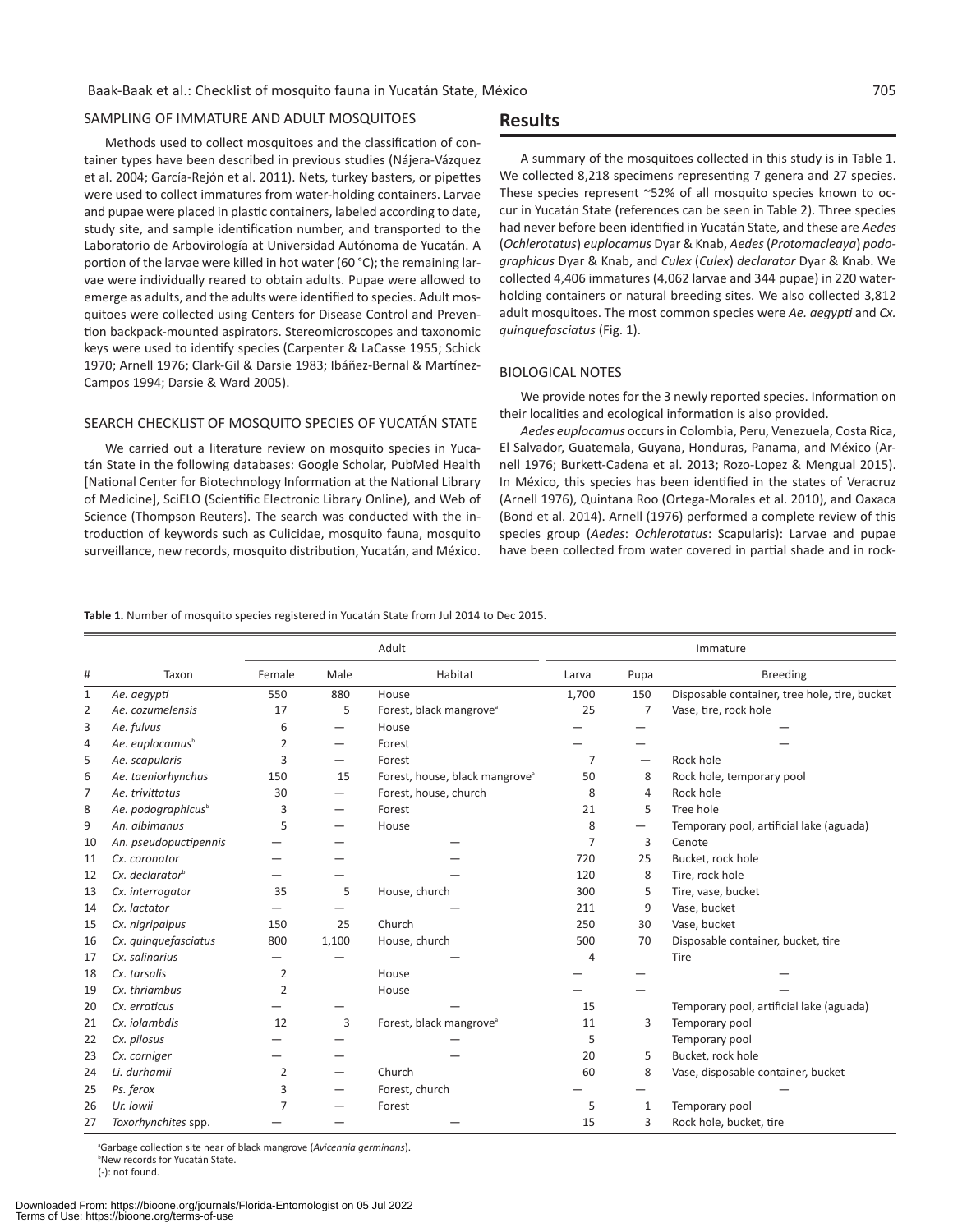### SAMPLING OF IMMATURE AND ADULT MOSQUITOES

Methods used to collect mosquitoes and the classification of container types have been described in previous studies (Nájera-Vázquez et al. 2004; García-Rejón et al. 2011). Nets, turkey basters, or pipettes were used to collect immatures from water-holding containers. Larvae and pupae were placed in plastic containers, labeled according to date, study site, and sample identification number, and transported to the Laboratorio de Arbovirología at Universidad Autónoma de Yucatán. A portion of the larvae were killed in hot water (60 °C); the remaining larvae were individually reared to obtain adults. Pupae were allowed to emerge as adults, and the adults were identified to species. Adult mosquitoes were collected using Centers for Disease Control and Prevention backpack-mounted aspirators. Stereomicroscopes and taxonomic keys were used to identify species (Carpenter & LaCasse 1955; Schick 1970; Arnell 1976; Clark-Gil & Darsie 1983; Ibáñez-Bernal & Martínez-Campos 1994; Darsie & Ward 2005).

### SEARCH CHECKLIST OF MOSQUITO SPECIES OF YUCATÁN STATE

We carried out a literature review on mosquito species in Yucatán State in the following databases: Google Scholar, PubMed Health [National Center for Biotechnology Information at the National Library of Medicine], SciELO (Scientific Electronic Library Online), and Web of Science (Thompson Reuters). The search was conducted with the introduction of keywords such as Culicidae, mosquito fauna, mosquito surveillance, new records, mosquito distribution, Yucatán, and México.

## Results

A summary of the mosquitoes collected in this study is in Table 1. We collected 8,218 specimens representing 7 genera and 27 species. These species represent ~52% of all mosquito species known to occur in Yucatán State (references can be seen in Table 2). Three species had never before been identified in Yucatán State, and these are *Aedes* (*Ochlerotatus*) *euplocamus* Dyar & Knab, *Aedes* (*Protomacleaya*) *podographicus* Dyar & Knab, and *Culex* (*Culex*) *declarator* Dyar & Knab. We collected 4,406 immatures (4,062 larvae and 344 pupae) in 220 water-holding containers or natural breeding sites. We also collected 3,812 adult mosquitoes. The most common species were *Ae. aegypti* and *Cx. quinquefasciatus* (Fig. 1).

### BIOLOGICAL NOTES

We provide notes for the 3 newly reported species. Information on their localities and ecological information is also provided.

*Aedes euplocamus* occurs in Colombia, Peru, Venezuela, Costa Rica, El Salvador, Guatemala, Guyana, Honduras, Panama, and México (Arnell 1976; Burkett-Cadena et al. 2013; Rozo-Lopez & Mengual 2015). In México, this species has been identified in the states of Veracruz (Arnell 1976), Quintana Roo (Ortega-Morales et al. 2010), and Oaxaca (Bond et al. 2014). Arnell (1976) performed a complete review of this species group (*Aedes*: *Ochlerotatus*: Scapularis): Larvae and pupae have been collected from water covered in partial shade and in rock-

**Table 1.** Number of mosquito species registered in Yucatán State from Jul 2014 to Dec 2015.

| # | Taxon | Adult | | | Immature | | |
|---|---|---|---|---|---|---|---|
| | | Female | Male | Habitat | Larva | Pupa | Breeding |
| 1 | *Ae. aegypti* | 550 | 880 | House | 1,700 | 150 | Disposable container, tree hole, tire, bucket |
| 2 | *Ae. cozumelensis* | 17 | 5 | Forest, black mangrove[a] | 25 | 7 | Vase, tire, rock hole |
| 3 | *Ae. fulvus* | 6 | — | House | — | — | — |
| 4 | *Ae. euplocamus*[b] | 2 | — | Forest | — | — | — |
| 5 | *Ae. scapularis* | 3 | — | Forest | 7 | — | Rock hole |
| 6 | *Ae. taeniorhynchus* | 150 | 15 | Forest, house, black mangrove[a] | 50 | 8 | Rock hole, temporary pool |
| 7 | *Ae. trivittatus* | 30 | — | Forest, house, church | 8 | 4 | Rock hole |
| 8 | *Ae. podographicus*[b] | 3 | — | Forest | 21 | 5 | Tree hole |
| 9 | *An. albimanus* | 5 | — | House | 8 | — | Temporary pool, artificial lake (aguada) |
| 10 | *An. pseudopunctipennis* | — | — | — | 7 | 3 | Cenote |
| 11 | *Cx. coronator* | — | — | — | 720 | 25 | Bucket, rock hole |
| 12 | *Cx. declarator*[b] | — | — | — | 120 | 8 | Tire, rock hole |
| 13 | *Cx. interrogator* | 35 | 5 | House, church | 300 | 5 | Tire, vase, bucket |
| 14 | *Cx. lactator* | — | — | — | 211 | 9 | Vase, bucket |
| 15 | *Cx. nigripalpus* | 150 | 25 | Church | 250 | 30 | Vase, bucket |
| 16 | *Cx. quinquefasciatus* | 800 | 1,100 | House, church | 500 | 70 | Disposable container, bucket, tire |
| 17 | *Cx. salinarius* | — | — | — | 4 | | Tire |
| 18 | *Cx. tarsalis* | 2 | | House | — | — | — |
| 19 | *Cx. thriambus* | 2 | | House | — | — | — |
| 20 | *Cx. erraticus* | — | — | — | 15 | | Temporary pool, artificial lake (aguada) |
| 21 | *Cx. iolambdis* | 12 | 3 | Forest, black mangrove[a] | 11 | 3 | Temporary pool |
| 22 | *Cx. pilosus* | — | — | — | 5 | | Temporary pool |
| 23 | *Cx. corniger* | — | — | — | 20 | 5 | Bucket, rock hole |
| 24 | *Li. durhamii* | 2 | — | Church | 60 | 8 | Vase, disposable container, bucket |
| 25 | *Ps. ferox* | 3 | — | Forest, church | — | — | — |
| 26 | *Ur. lowii* | 7 | — | Forest | 5 | 1 | Temporary pool |
| 27 | *Toxorhynchites* spp. | — | — | — | 15 | 3 | Rock hole, bucket, tire |

[a]Garbage collection site near of black mangrove (*Avicennia germinans*).
[b]New records for Yucatán State.
(-): not found.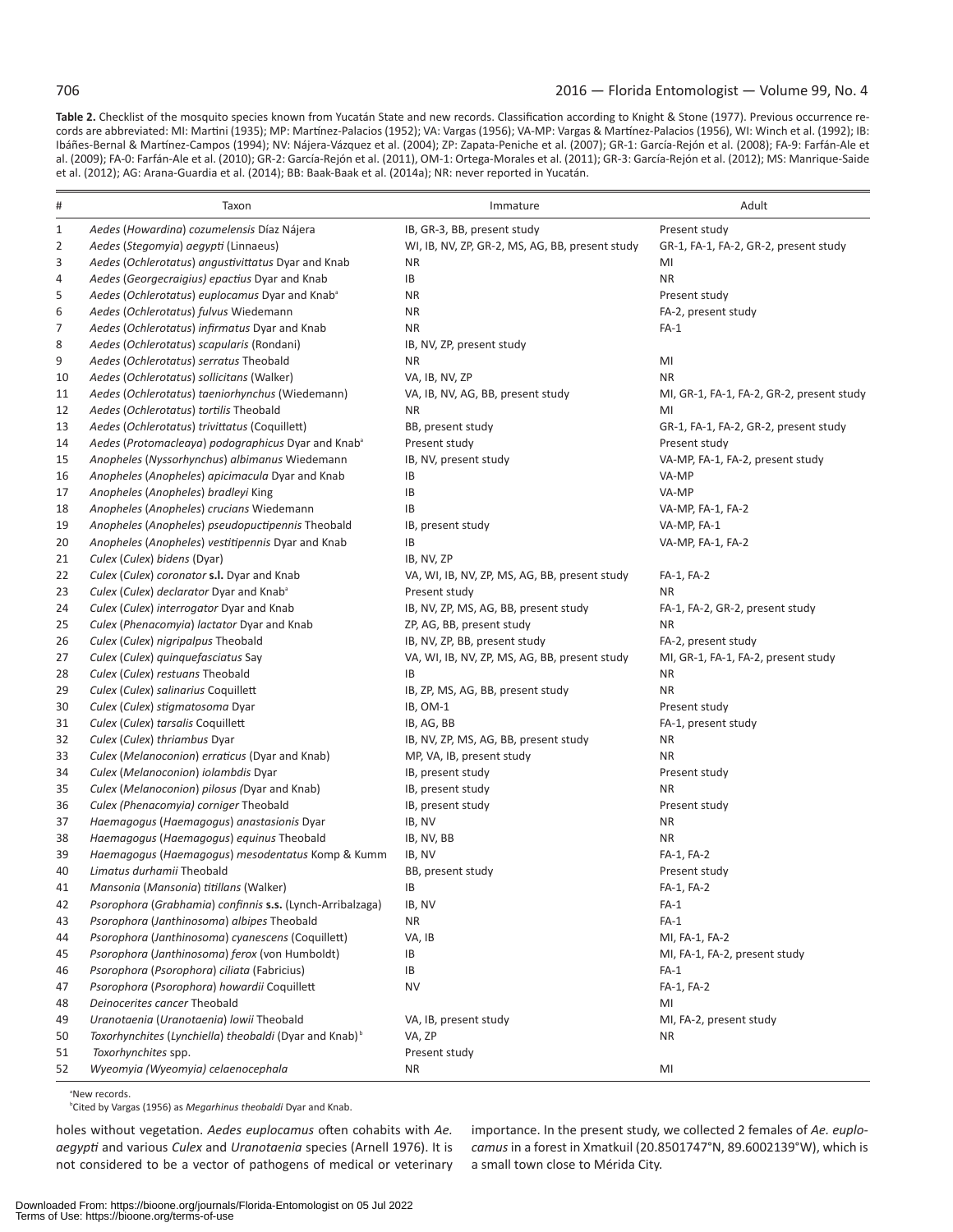**Table 2.** Checklist of the mosquito species known from Yucatán State and new records. Classification according to Knight & Stone (1977). Previous occurrence records are abbreviated: MI: Martini (1935); MP: Martínez-Palacios (1952); VA: Vargas (1956); VA-MP: Vargas & Martínez-Palacios (1956), WI: Winch et al. (1992); IB: Ibáñes-Bernal & Martínez-Campos (1994); NV: Nájera-Vázquez et al. (2004); ZP: Zapata-Peniche et al. (2007); GR-1: García-Rejón et al. (2008); FA-9: Farfán-Ale et al. (2009); FA-0: Farfán-Ale et al. (2010); GR-2: García-Rejón et al. (2011), OM-1: Ortega-Morales et al. (2011); GR-3: García-Rejón et al. (2012); MS: Manrique-Saide et al. (2012); AG: Arana-Guardia et al. (2014); BB: Baak-Baak et al. (2014a); NR: never reported in Yucatán.

| # | Taxon | Immature | Adult |
|---|---|---|---|
| 1 | *Aedes* (*Howardina*) *cozumelensis* Díaz Nájera | IB, GR-3, BB, present study | Present study |
| 2 | *Aedes* (*Stegomyia*) *aegypti* (Linnaeus) | WI, IB, NV, ZP, GR-2, MS, AG, BB, present study | GR-1, FA-1, FA-2, GR-2, present study |
| 3 | *Aedes* (*Ochlerotatus*) *angustivittatus* Dyar and Knab | NR | MI |
| 4 | *Aedes* (*Georgecraigius*) *epactius* Dyar and Knab | IB | NR |
| 5 | *Aedes* (*Ochlerotatus*) *euplocamus* Dyar and Knab[a] | NR | Present study |
| 6 | *Aedes* (*Ochlerotatus*) *fulvus* Wiedemann | NR | FA-2, present study |
| 7 | *Aedes* (*Ochlerotatus*) *infirmatus* Dyar and Knab | NR | FA-1 |
| 8 | *Aedes* (*Ochlerotatus*) *scapularis* (Rondani) | IB, NV, ZP, present study | |
| 9 | *Aedes* (*Ochlerotatus*) *serratus* Theobald | NR | MI |
| 10 | *Aedes* (*Ochlerotatus*) *sollicitans* (Walker) | VA, IB, NV, ZP | NR |
| 11 | *Aedes* (*Ochlerotatus*) *taeniorhynchus* (Wiedemann) | VA, IB, NV, AG, BB, present study | MI, GR-1, FA-1, FA-2, GR-2, present study |
| 12 | *Aedes* (*Ochlerotatus*) *tortilis* Theobald | NR | MI |
| 13 | *Aedes* (*Ochlerotatus*) *trivittatus* (Coquillett) | BB, present study | GR-1, FA-1, FA-2, GR-2, present study |
| 14 | *Aedes* (*Protomacleaya*) *podographicus* Dyar and Knab[a] | Present study | Present study |
| 15 | *Anopheles* (*Nyssorhynchus*) *albimanus* Wiedemann | IB, NV, present study | VA-MP, FA-1, FA-2, present study |
| 16 | *Anopheles* (*Anopheles*) *apicimacula* Dyar and Knab | IB | VA-MP |
| 17 | *Anopheles* (*Anopheles*) *bradleyi* King | IB | VA-MP |
| 18 | *Anopheles* (*Anopheles*) *crucians* Wiedemann | IB | VA-MP, FA-1, FA-2 |
| 19 | *Anopheles* (*Anopheles*) *pseudopuctipennis* Theobald | IB, present study | VA-MP, FA-1 |
| 20 | *Anopheles* (*Anopheles*) *vestitipennis* Dyar and Knab | IB | VA-MP, FA-1, FA-2 |
| 21 | *Culex* (*Culex*) *bidens* (Dyar) | IB, NV, ZP | |
| 22 | *Culex* (*Culex*) *coronator* **s.l.** Dyar and Knab | VA, WI, IB, NV, ZP, MS, AG, BB, present study | FA-1, FA-2 |
| 23 | *Culex* (*Culex*) *declarator* Dyar and Knab[a] | Present study | NR |
| 24 | *Culex* (*Culex*) *interrogator* Dyar and Knab | IB, NV, ZP, MS, AG, BB, present study | FA-1, FA-2, GR-2, present study |
| 25 | *Culex* (*Phenacomyia*) *lactator* Dyar and Knab | ZP, AG, BB, present study | NR |
| 26 | *Culex* (*Culex*) *nigripalpus* Theobald | IB, NV, ZP, BB, present study | FA-2, present study |
| 27 | *Culex* (*Culex*) *quinquefasciatus* Say | VA, WI, IB, NV, ZP, MS, AG, BB, present study | MI, GR-1, FA-1, FA-2, present study |
| 28 | *Culex* (*Culex*) *restuans* Theobald | IB | NR |
| 29 | *Culex* (*Culex*) *salinarius* Coquillett | IB, ZP, MS, AG, BB, present study | NR |
| 30 | *Culex* (*Culex*) *stigmatosoma* Dyar | IB, OM-1 | Present study |
| 31 | *Culex* (*Culex*) *tarsalis* Coquillett | IB, AG, BB | FA-1, present study |
| 32 | *Culex* (*Culex*) *thriambus* Dyar | IB, NV, ZP, MS, AG, BB, present study | NR |
| 33 | *Culex* (*Melanoconion*) *erraticus* (Dyar and Knab) | MP, VA, IB, present study | NR |
| 34 | *Culex* (*Melanoconion*) *iolambdis* Dyar | IB, present study | Present study |
| 35 | *Culex* (*Melanoconion*) *pilosus* (Dyar and Knab) | IB, present study | NR |
| 36 | *Culex* (*Phenacomyia*) *corniger* Theobald | IB, present study | Present study |
| 37 | *Haemagogus* (*Haemagogus*) *anastasionis* Dyar | IB, NV | NR |
| 38 | *Haemagogus* (*Haemagogus*) *equinus* Theobald | IB, NV, BB | NR |
| 39 | *Haemagogus* (*Haemagogus*) *mesodentatus* Komp & Kumm | IB, NV | FA-1, FA-2 |
| 40 | *Limatus durhamii* Theobald | BB, present study | Present study |
| 41 | *Mansonia* (*Mansonia*) *titillans* (Walker) | IB | FA-1, FA-2 |
| 42 | *Psorophora* (*Grabhamia*) *confinnis* **s.s.** (Lynch-Arribalzaga) | IB, NV | FA-1 |
| 43 | *Psorophora* (*Janthinosoma*) *albipes* Theobald | NR | FA-1 |
| 44 | *Psorophora* (*Janthinosoma*) *cyanescens* (Coquillett) | VA, IB | MI, FA-1, FA-2 |
| 45 | *Psorophora* (*Janthinosoma*) *ferox* (von Humboldt) | IB | MI, FA-1, FA-2, present study |
| 46 | *Psorophora* (*Psorophora*) *ciliata* (Fabricius) | IB | FA-1 |
| 47 | *Psorophora* (*Psorophora*) *howardii* Coquillett | NV | FA-1, FA-2 |
| 48 | *Deinocerites cancer* Theobald | | MI |
| 49 | *Uranotaenia* (*Uranotaenia*) *lowii* Theobald | VA, IB, present study | MI, FA-2, present study |
| 50 | *Toxorhynchites* (*Lynchiella*) *theobaldi* (Dyar and Knab)[b] | VA, ZP | NR |
| 51 | *Toxorhynchites* spp. | Present study | |
| 52 | *Wyeomyia (Wyeomyia) celaenocephala* | NR | MI |

[a]New records.
[b]Cited by Vargas (1956) as *Megarhinus theobaldi* Dyar and Knab.

holes without vegetation. *Aedes euplocamus* often cohabits with *Ae. aegypti* and various *Culex* and *Uranotaenia* species (Arnell 1976). It is not considered to be a vector of pathogens of medical or veterinary importance. In the present study, we collected 2 females of *Ae. euplocamus* in a forest in Xmatkuil (20.8501747°N, 89.6002139°W), which is a small town close to Mérida City.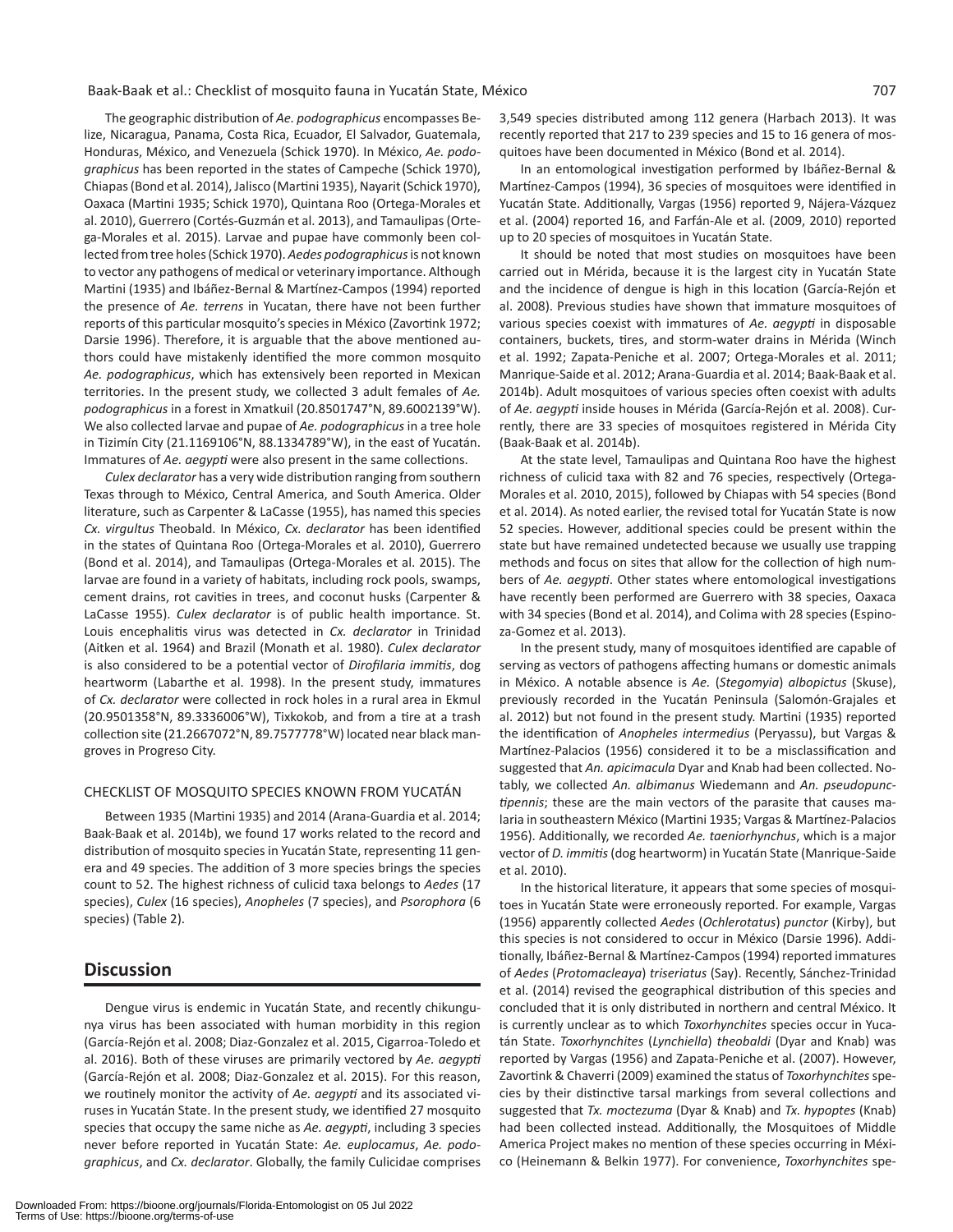The geographic distribution of *Ae. podographicus* encompasses Belize, Nicaragua, Panama, Costa Rica, Ecuador, El Salvador, Guatemala, Honduras, México, and Venezuela (Schick 1970). In México, *Ae. podographicus* has been reported in the states of Campeche (Schick 1970), Chiapas (Bond et al. 2014), Jalisco (Martini 1935), Nayarit (Schick 1970), Oaxaca (Martini 1935; Schick 1970), Quintana Roo (Ortega-Morales et al. 2010), Guerrero (Cortés-Guzmán et al. 2013), and Tamaulipas (Ortega-Morales et al. 2015). Larvae and pupae have commonly been collected from tree holes (Schick 1970). *Aedes podographicus* is not known to vector any pathogens of medical or veterinary importance. Although Martini (1935) and Ibáñez-Bernal & Martínez-Campos (1994) reported the presence of *Ae. terrens* in Yucatan, there have not been further reports of this particular mosquito's species in México (Zavortink 1972; Darsie 1996). Therefore, it is arguable that the above mentioned authors could have mistakenly identified the more common mosquito *Ae. podographicus*, which has extensively been reported in Mexican territories. In the present study, we collected 3 adult females of *Ae. podographicus* in a forest in Xmatkuil (20.8501747°N, 89.6002139°W). We also collected larvae and pupae of *Ae. podographicus* in a tree hole in Tizimín City (21.1169106°N, 88.1334789°W), in the east of Yucatán. Immatures of *Ae. aegypti* were also present in the same collections.

*Culex declarator* has a very wide distribution ranging from southern Texas through to México, Central America, and South America. Older literature, such as Carpenter & LaCasse (1955), has named this species *Cx. virgultus* Theobald. In México, *Cx. declarator* has been identified in the states of Quintana Roo (Ortega-Morales et al. 2010), Guerrero (Bond et al. 2014), and Tamaulipas (Ortega-Morales et al. 2015). The larvae are found in a variety of habitats, including rock pools, swamps, cement drains, rot cavities in trees, and coconut husks (Carpenter & LaCasse 1955). *Culex declarator* is of public health importance. St. Louis encephalitis virus was detected in *Cx. declarator* in Trinidad (Aitken et al. 1964) and Brazil (Monath et al. 1980). *Culex declarator* is also considered to be a potential vector of *Dirofilaria immitis*, dog heartworm (Labarthe et al. 1998). In the present study, immatures of *Cx. declarator* were collected in rock holes in a rural area in Ekmul (20.9501358°N, 89.3336006°W), Tixkokob, and from a tire at a trash collection site (21.2667072°N, 89.7577778°W) located near black mangroves in Progreso City.

## CHECKLIST OF MOSQUITO SPECIES KNOWN FROM YUCATÁN

Between 1935 (Martini 1935) and 2014 (Arana-Guardia et al. 2014; Baak-Baak et al. 2014b), we found 17 works related to the record and distribution of mosquito species in Yucatán State, representing 11 genera and 49 species. The addition of 3 more species brings the species count to 52. The highest richness of culicid taxa belongs to *Aedes* (17 species), *Culex* (16 species), *Anopheles* (7 species), and *Psorophora* (6 species) (Table 2).

# Discussion

Dengue virus is endemic in Yucatán State, and recently chikungunya virus has been associated with human morbidity in this region (García-Rejón et al. 2008; Diaz-Gonzalez et al. 2015, Cigarroa-Toledo et al. 2016). Both of these viruses are primarily vectored by *Ae. aegypti* (García-Rejón et al. 2008; Diaz-Gonzalez et al. 2015). For this reason, we routinely monitor the activity of *Ae. aegypti* and its associated viruses in Yucatán State. In the present study, we identified 27 mosquito species that occupy the same niche as *Ae. aegypti*, including 3 species never before reported in Yucatán State: *Ae. euplocamus*, *Ae. podographicus*, and *Cx. declarator*. Globally, the family Culicidae comprises 3,549 species distributed among 112 genera (Harbach 2013). It was recently reported that 217 to 239 species and 15 to 16 genera of mosquitoes have been documented in México (Bond et al. 2014).

In an entomological investigation performed by Ibáñez-Bernal & Martínez-Campos (1994), 36 species of mosquitoes were identified in Yucatán State. Additionally, Vargas (1956) reported 9, Nájera-Vázquez et al. (2004) reported 16, and Farfán-Ale et al. (2009, 2010) reported up to 20 species of mosquitoes in Yucatán State.

It should be noted that most studies on mosquitoes have been carried out in Mérida, because it is the largest city in Yucatán State and the incidence of dengue is high in this location (García-Rejón et al. 2008). Previous studies have shown that immature mosquitoes of various species coexist with immatures of *Ae. aegypti* in disposable containers, buckets, tires, and storm-water drains in Mérida (Winch et al. 1992; Zapata-Peniche et al. 2007; Ortega-Morales et al. 2011; Manrique-Saide et al. 2012; Arana-Guardia et al. 2014; Baak-Baak et al. 2014b). Adult mosquitoes of various species often coexist with adults of *Ae. aegypti* inside houses in Mérida (García-Rejón et al. 2008). Currently, there are 33 species of mosquitoes registered in Mérida City (Baak-Baak et al. 2014b).

At the state level, Tamaulipas and Quintana Roo have the highest richness of culicid taxa with 82 and 76 species, respectively (Ortega-Morales et al. 2010, 2015), followed by Chiapas with 54 species (Bond et al. 2014). As noted earlier, the revised total for Yucatán State is now 52 species. However, additional species could be present within the state but have remained undetected because we usually use trapping methods and focus on sites that allow for the collection of high numbers of *Ae. aegypti*. Other states where entomological investigations have recently been performed are Guerrero with 38 species, Oaxaca with 34 species (Bond et al. 2014), and Colima with 28 species (Espinoza-Gomez et al. 2013).

In the present study, many of mosquitoes identified are capable of serving as vectors of pathogens affecting humans or domestic animals in México. A notable absence is *Ae.* (*Stegomyia*) *albopictus* (Skuse), previously recorded in the Yucatán Peninsula (Salomón-Grajales et al. 2012) but not found in the present study. Martini (1935) reported the identification of *Anopheles intermedius* (Peryassu), but Vargas & Martínez-Palacios (1956) considered it to be a misclassification and suggested that *An. apicimacula* Dyar and Knab had been collected. Notably, we collected *An. albimanus* Wiedemann and *An. pseudopunctipennis*; these are the main vectors of the parasite that causes malaria in southeastern México (Martini 1935; Vargas & Martínez-Palacios 1956). Additionally, we recorded *Ae. taeniorhynchus*, which is a major vector of *D. immitis* (dog heartworm) in Yucatán State (Manrique-Saide et al. 2010).

In the historical literature, it appears that some species of mosquitoes in Yucatán State were erroneously reported. For example, Vargas (1956) apparently collected *Aedes* (*Ochlerotatus*) *punctor* (Kirby), but this species is not considered to occur in México (Darsie 1996). Additionally, Ibáñez-Bernal & Martínez-Campos (1994) reported immatures of *Aedes* (*Protomacleaya*) *triseriatus* (Say). Recently, Sánchez-Trinidad et al. (2014) revised the geographical distribution of this species and concluded that it is only distributed in northern and central México. It is currently unclear as to which *Toxorhynchites* species occur in Yucatán State. *Toxorhynchites* (*Lynchiella*) *theobaldi* (Dyar and Knab) was reported by Vargas (1956) and Zapata-Peniche et al. (2007). However, Zavortink & Chaverri (2009) examined the status of *Toxorhynchites* species by their distinctive tarsal markings from several collections and suggested that *Tx. moctezuma* (Dyar & Knab) and *Tx. hypoptes* (Knab) had been collected instead. Additionally, the Mosquitoes of Middle America Project makes no mention of these species occurring in México (Heinemann & Belkin 1977). For convenience, *Toxorhynchites* spe-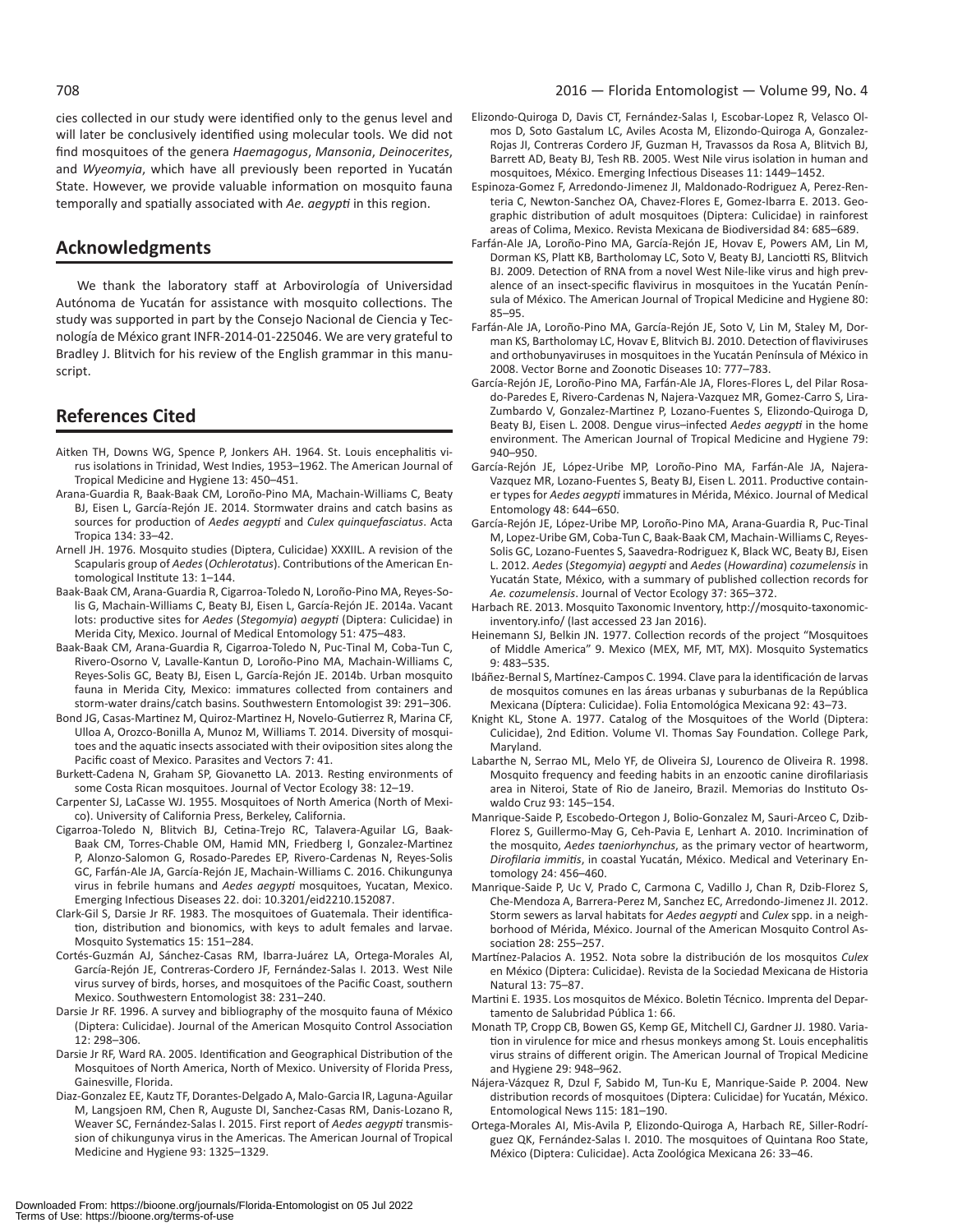cies collected in our study were identified only to the genus level and will later be conclusively identified using molecular tools. We did not find mosquitoes of the genera *Haemagogus*, *Mansonia*, *Deinocerites*, and *Wyeomyia*, which have all previously been reported in Yucatán State. However, we provide valuable information on mosquito fauna temporally and spatially associated with *Ae. aegypti* in this region.

## Acknowledgments

We thank the laboratory staff at Arbovirología of Universidad Autónoma de Yucatán for assistance with mosquito collections. The study was supported in part by the Consejo Nacional de Ciencia y Tecnología de México grant INFR-2014-01-225046. We are very grateful to Bradley J. Blitvich for his review of the English grammar in this manuscript.

## References Cited

Aitken TH, Downs WG, Spence P, Jonkers AH. 1964. St. Louis encephalitis virus isolations in Trinidad, West Indies, 1953–1962. The American Journal of Tropical Medicine and Hygiene 13: 450–451.

Arana-Guardia R, Baak-Baak CM, Loroño-Pino MA, Machain-Williams C, Beaty BJ, Eisen L, García-Rejón JE. 2014. Stormwater drains and catch basins as sources for production of *Aedes aegypti* and *Culex quinquefasciatus*. Acta Tropica 134: 33–42.

Arnell JH. 1976. Mosquito studies (Diptera, Culicidae) XXXIIL. A revision of the Scapularis group of *Aedes* (*Ochlerotatus*). Contributions of the American Entomological Institute 13: 1–144.

Baak-Baak CM, Arana-Guardia R, Cigarroa-Toledo N, Loroño-Pino MA, Reyes-Solis G, Machain-Williams C, Beaty BJ, Eisen L, García-Rejón JE. 2014a. Vacant lots: productive sites for *Aedes* (*Stegomyia*) *aegypti* (Diptera: Culicidae) in Merida City, Mexico. Journal of Medical Entomology 51: 475–483.

Baak-Baak CM, Arana-Guardia R, Cigarroa-Toledo N, Puc-Tinal M, Coba-Tun C, Rivero-Osorno V, Lavalle-Kantun D, Loroño-Pino MA, Machain-Williams C, Reyes-Solis GC, Beaty BJ, Eisen L, García-Rejón JE. 2014b. Urban mosquito fauna in Merida City, Mexico: immatures collected from containers and storm-water drains/catch basins. Southwestern Entomologist 39: 291–306.

Bond JG, Casas-Martinez M, Quiroz-Martinez H, Novelo-Gutierrez R, Marina CF, Ulloa A, Orozco-Bonilla A, Munoz M, Williams T. 2014. Diversity of mosquitoes and the aquatic insects associated with their oviposition sites along the Pacific coast of Mexico. Parasites and Vectors 7: 41.

Burkett-Cadena N, Graham SP, Giovanetto LA. 2013. Resting environments of some Costa Rican mosquitoes. Journal of Vector Ecology 38: 12–19.

Carpenter SJ, LaCasse WJ. 1955. Mosquitoes of North America (North of Mexico). University of California Press, Berkeley, California.

Cigarroa-Toledo N, Blitvich BJ, Cetina-Trejo RC, Talavera-Aguilar LG, Baak-Baak CM, Torres-Chable OM, Hamid MN, Friedberg I, Gonzalez-Martinez P, Alonzo-Salomon G, Rosado-Paredes EP, Rivero-Cardenas N, Reyes-Solis GC, Farfán-Ale JA, García-Rejón JE, Machain-Williams C. 2016. Chikungunya virus in febrile humans and *Aedes aegypti* mosquitoes, Yucatan, Mexico. Emerging Infectious Diseases 22. doi: 10.3201/eid2210.152087.

Clark-Gil S, Darsie Jr RF. 1983. The mosquitoes of Guatemala. Their identification, distribution and bionomics, with keys to adult females and larvae. Mosquito Systematics 15: 151–284.

Cortés-Guzmán AJ, Sánchez-Casas RM, Ibarra-Juárez LA, Ortega-Morales AI, García-Rejón JE, Contreras-Cordero JF, Fernández-Salas I. 2013. West Nile virus survey of birds, horses, and mosquitoes of the Pacific Coast, southern Mexico. Southwestern Entomologist 38: 231–240.

Darsie Jr RF. 1996. A survey and bibliography of the mosquito fauna of México (Diptera: Culicidae). Journal of the American Mosquito Control Association 12: 298–306.

Darsie Jr RF, Ward RA. 2005. Identification and Geographical Distribution of the Mosquitoes of North America, North of Mexico. University of Florida Press, Gainesville, Florida.

Diaz-Gonzalez EE, Kautz TF, Dorantes-Delgado A, Malo-Garcia IR, Laguna-Aguilar M, Langsjoen RM, Chen R, Auguste DI, Sanchez-Casas RM, Danis-Lozano R, Weaver SC, Fernández-Salas I. 2015. First report of *Aedes aegypti* transmission of chikungunya virus in the Americas. The American Journal of Tropical Medicine and Hygiene 93: 1325–1329.

Elizondo-Quiroga D, Davis CT, Fernández-Salas I, Escobar-Lopez R, Velasco Olmos D, Soto Gastalum LC, Aviles Acosta M, Elizondo-Quiroga A, Gonzalez-Rojas JI, Contreras Cordero JF, Guzman H, Travassos da Rosa A, Blitvich BJ, Barrett AD, Beaty BJ, Tesh RB. 2005. West Nile virus isolation in human and mosquitoes, México. Emerging Infectious Diseases 11: 1449–1452.

Espinoza-Gomez F, Arredondo-Jimenez JI, Maldonado-Rodriguez A, Perez-Renteria C, Newton-Sanchez OA, Chavez-Flores E, Gomez-Ibarra E. 2013. Geographic distribution of adult mosquitoes (Diptera: Culicidae) in rainforest areas of Colima, Mexico. Revista Mexicana de Biodiversidad 84: 685–689.

Farfán-Ale JA, Loroño-Pino MA, García-Rejón JE, Hovav E, Powers AM, Lin M, Dorman KS, Platt KB, Bartholomay LC, Soto V, Beaty BJ, Lanciotti RS, Blitvich BJ. 2009. Detection of RNA from a novel West Nile-like virus and high prevalence of an insect-specific flavivirus in mosquitoes in the Yucatán Península of México. The American Journal of Tropical Medicine and Hygiene 80: 85–95.

Farfán-Ale JA, Loroño-Pino MA, García-Rejón JE, Soto V, Lin M, Staley M, Dorman KS, Bartholomay LC, Hovav E, Blitvich BJ. 2010. Detection of flaviviruses and orthobunyaviruses in mosquitoes in the Yucatán Península of México in 2008. Vector Borne and Zoonotic Diseases 10: 777–783.

García-Rejón JE, Loroño-Pino MA, Farfán-Ale JA, Flores-Flores L, del Pilar Rosado-Paredes E, Rivero-Cardenas N, Najera-Vazquez MR, Gomez-Carro S, Lira-Zumbardo V, Gonzalez-Martinez P, Lozano-Fuentes S, Elizondo-Quiroga D, Beaty BJ, Eisen L. 2008. Dengue virus–infected *Aedes aegypti* in the home environment. The American Journal of Tropical Medicine and Hygiene 79: 940–950.

García-Rejón JE, López-Uribe MP, Loroño-Pino MA, Farfán-Ale JA, Najera-Vazquez MR, Lozano-Fuentes S, Beaty BJ, Eisen L. 2011. Productive container types for *Aedes aegypti* immatures in Mérida, México. Journal of Medical Entomology 48: 644–650.

García-Rejón JE, López-Uribe MP, Loroño-Pino MA, Arana-Guardia R, Puc-Tinal M, Lopez-Uribe GM, Coba-Tun CM, Baak-Baak CM, Machain-Williams C, Reyes-Solis GC, Lozano-Fuentes S, Saavedra-Rodriguez K, Black WC, Beaty BJ, Eisen L. 2012. *Aedes* (*Stegomyia*) *aegypti* and *Aedes* (*Howardina*) *cozumelensis* in Yucatán State, México, with a summary of published collection records for *Ae. cozumelensis*. Journal of Vector Ecology 37: 365–372.

Harbach RE. 2013. Mosquito Taxonomic Inventory, http://mosquito-taxonomic-inventory.info/ (last accessed 23 Jan 2016).

Heinemann SJ, Belkin JN. 1977. Collection records of the project "Mosquitoes of Middle America" 9. Mexico (MEX, MF, MT, MX). Mosquito Systematics 9: 483–535.

Ibáñez-Bernal S, Martínez-Campos C. 1994. Clave para la identificación de larvas de mosquitos comunes en las áreas urbanas y suburbanas de la República Mexicana (Díptera: Culicidae). Folia Entomológica Mexicana 92: 43–73.

Knight KL, Stone A. 1977. Catalog of the Mosquitoes of the World (Diptera: Culicidae), 2nd Edition. Volume VI. Thomas Say Foundation. College Park, Maryland.

Labarthe N, Serrao ML, Melo YF, de Oliveira SJ, Lourenco de Oliveira R. 1998. Mosquito frequency and feeding habits in an enzootic canine dirofilariasis area in Niteroi, State of Rio de Janeiro, Brazil. Memorias do Instituto Oswaldo Cruz 93: 145–154.

Manrique-Saide P, Escobedo-Ortegon J, Bolio-Gonzalez M, Sauri-Arceo C, Dzib-Florez S, Guillermo-May G, Ceh-Pavia E, Lenhart A. 2010. Incrimination of the mosquito, *Aedes taeniorhynchus*, as the primary vector of heartworm, *Dirofilaria immitis*, in coastal Yucatán, México. Medical and Veterinary Entomology 24: 456–460.

Manrique-Saide P, Uc V, Prado C, Carmona C, Vadillo J, Chan R, Dzib-Florez S, Che-Mendoza A, Barrera-Perez M, Sanchez EC, Arredondo-Jimenez JI. 2012. Storm sewers as larval habitats for *Aedes aegypti* and *Culex* spp. in a neighborhood of Mérida, México. Journal of the American Mosquito Control Association 28: 255–257.

Martínez-Palacios A. 1952. Nota sobre la distribución de los mosquitos *Culex* en México (Diptera: Culicidae). Revista de la Sociedad Mexicana de Historia Natural 13: 75–87.

Martini E. 1935. Los mosquitos de México. Boletin Técnico. Imprenta del Departamento de Salubridad Pública 1: 66.

Monath TP, Cropp CB, Bowen GS, Kemp GE, Mitchell CJ, Gardner JJ. 1980. Variation in virulence for mice and rhesus monkeys among St. Louis encephalitis virus strains of different origin. The American Journal of Tropical Medicine and Hygiene 29: 948–962.

Nájera-Vázquez R, Dzul F, Sabido M, Tun-Ku E, Manrique-Saide P. 2004. New distribution records of mosquitoes (Diptera: Culicidae) for Yucatán, México. Entomological News 115: 181–190.

Ortega-Morales AI, Mis-Avila P, Elizondo-Quiroga A, Harbach RE, Siller-Rodríguez QK, Fernández-Salas I. 2010. The mosquitoes of Quintana Roo State, México (Diptera: Culicidae). Acta Zoológica Mexicana 26: 33–46.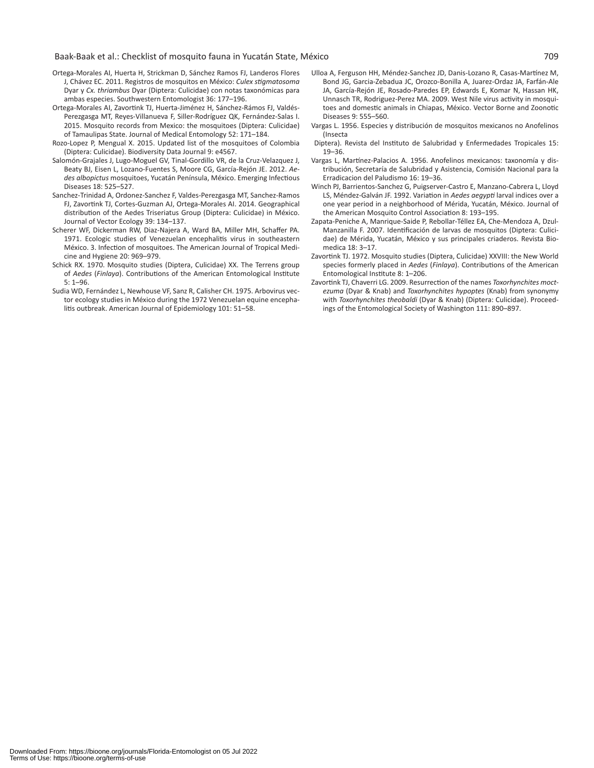Ortega-Morales AI, Huerta H, Strickman D, Sánchez Ramos FJ, Landeros Flores J, Chávez EC. 2011. Registros de mosquitos en México: *Culex stigmatosoma* Dyar y *Cx. thriambus* Dyar (Diptera: Culicidae) con notas taxonómicas para ambas especies. Southwestern Entomologist 36: 177–196.

Ortega-Morales AI, Zavortink TJ, Huerta-Jiménez H, Sánchez-Rámos FJ, Valdés-Perezgasga MT, Reyes-Villanueva F, Siller-Rodríguez QK, Fernández-Salas I. 2015. Mosquito records from Mexico: the mosquitoes (Diptera: Culicidae) of Tamaulipas State. Journal of Medical Entomology 52: 171–184.

Rozo-Lopez P, Mengual X. 2015. Updated list of the mosquitoes of Colombia (Diptera: Culicidae). Biodiversity Data Journal 9: e4567.

Salomón-Grajales J, Lugo-Moguel GV, Tinal-Gordillo VR, de la Cruz-Velazquez J, Beaty BJ, Eisen L, Lozano-Fuentes S, Moore CG, García-Rejón JE. 2012. *Aedes albopictus* mosquitoes, Yucatán Península, México. Emerging Infectious Diseases 18: 525–527.

Sanchez-Trinidad A, Ordonez-Sanchez F, Valdes-Perezgasga MT, Sanchez-Ramos FJ, Zavortink TJ, Cortes-Guzman AJ, Ortega-Morales AI. 2014. Geographical distribution of the Aedes Triseriatus Group (Diptera: Culicidae) in México. Journal of Vector Ecology 39: 134–137.

Scherer WF, Dickerman RW, Diaz-Najera A, Ward BA, Miller MH, Schaffer PA. 1971. Ecologic studies of Venezuelan encephalitis virus in southeastern México. 3. Infection of mosquitoes. The American Journal of Tropical Medicine and Hygiene 20: 969–979.

Schick RX. 1970. Mosquito studies (Diptera, Culicidae) XX. The Terrens group of *Aedes* (*Finlaya*). Contributions of the American Entomological Institute 5: 1–96.

Sudia WD, Fernández L, Newhouse VF, Sanz R, Calisher CH. 1975. Arbovirus vector ecology studies in México during the 1972 Venezuelan equine encephalitis outbreak. American Journal of Epidemiology 101: 51–58.

Ulloa A, Ferguson HH, Méndez-Sanchez JD, Danis-Lozano R, Casas-Martínez M, Bond JG, Garcia-Zebadua JC, Orozco-Bonilla A, Juarez-Ordaz JA, Farfán-Ale JA, García-Rejón JE, Rosado-Paredes EP, Edwards E, Komar N, Hassan HK, Unnasch TR, Rodriguez-Perez MA. 2009. West Nile virus activity in mosquitoes and domestic animals in Chiapas, México. Vector Borne and Zoonotic Diseases 9: 555–560.

Vargas L. 1956. Especies y distribución de mosquitos mexicanos no Anofelinos (Insecta Diptera). Revista del Instituto de Salubridad y Enfermedades Tropicales 15: 19–36.

Vargas L, Martínez-Palacios A. 1956. Anofelinos mexicanos: taxonomía y distribución, Secretaría de Salubridad y Asistencia, Comisión Nacional para la Erradicacion del Paludismo 16: 19–36.

Winch PJ, Barrientos-Sanchez G, Puigserver-Castro E, Manzano-Cabrera L, Lloyd LS, Méndez-Galván JF. 1992. Variation in *Aedes aegypti* larval indices over a one year period in a neighborhood of Mérida, Yucatán, México. Journal of the American Mosquito Control Association 8: 193–195.

Zapata-Peniche A, Manrique-Saide P, Rebollar-Téllez EA, Che-Mendoza A, Dzul-Manzanilla F. 2007. Identificación de larvas de mosquitos (Diptera: Culicidae) de Mérida, Yucatán, México y sus principales criaderos. Revista Biomedica 18: 3–17.

Zavortink TJ. 1972. Mosquito studies (Diptera, Culicidae) XXVIII: the New World species formerly placed in *Aedes* (*Finlaya*). Contributions of the American Entomological Institute 8: 1–206.

Zavortink TJ, Chaverri LG. 2009. Resurrection of the names *Toxorhynchites moctezuma* (Dyar & Knab) and *Toxorhynchites hypoptes* (Knab) from synonymy with *Toxorhynchites theobaldi* (Dyar & Knab) (Diptera: Culicidae). Proceedings of the Entomological Society of Washington 111: 890–897.